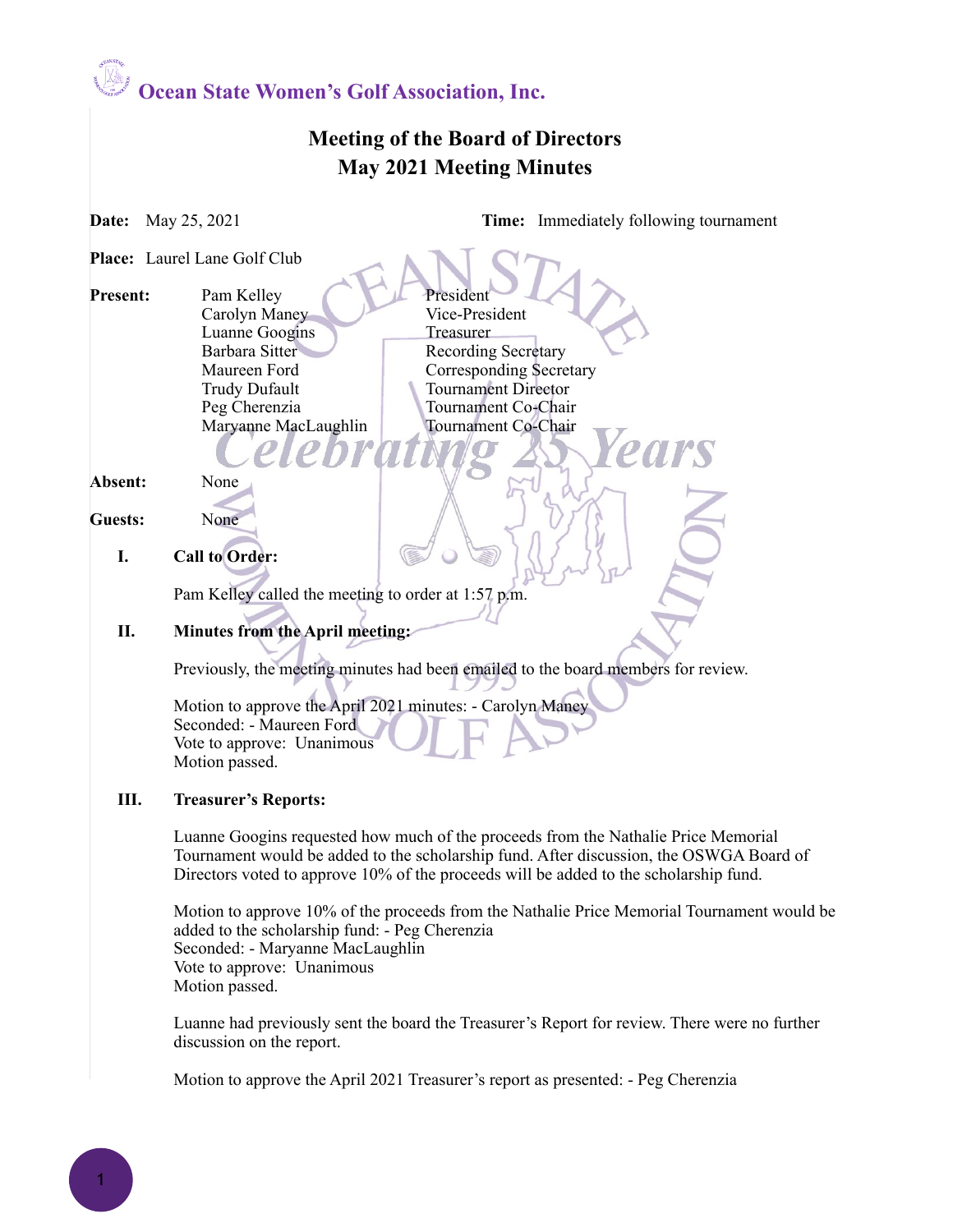**Ocean State Women's Golf Association, Inc.**

# Meeting of the Board of Directors
# May 2021 Meeting Minutes

**Date:** May 25, 2021 **Time:** Immediately following tournament

**Place:** Laurel Lane Golf Club

**Present:**

| | |
|---|---|
| Pam Kelley | President |
| Carolyn Maney | Vice-President |
| Luanne Googins | Treasurer |
| Barbara Sitter | Recording Secretary |
| Maureen Ford | Corresponding Secretary |
| Trudy Dufault | Tournament Director |
| Peg Cherenzia | Tournament Co-Chair |
| Maryanne MacLaughlin | Tournament Co-Chair |

**Absent:** None

**Guests:** None

## I. Call to Order:

Pam Kelley called the meeting to order at 1:57 p.m.

## II. Minutes from the April meeting:

Previously, the meeting minutes had been emailed to the board members for review.

Motion to approve the April 2021 minutes: - Carolyn Maney
Seconded: - Maureen Ford
Vote to approve: Unanimous
Motion passed.

## III. Treasurer's Reports:

Luanne Googins requested how much of the proceeds from the Nathalie Price Memorial Tournament would be added to the scholarship fund. After discussion, the OSWGA Board of Directors voted to approve 10% of the proceeds will be added to the scholarship fund.

Motion to approve 10% of the proceeds from the Nathalie Price Memorial Tournament would be added to the scholarship fund: - Peg Cherenzia
Seconded: - Maryanne MacLaughlin
Vote to approve: Unanimous
Motion passed.

Luanne had previously sent the board the Treasurer's Report for review. There were no further discussion on the report.

Motion to approve the April 2021 Treasurer's report as presented: - Peg Cherenzia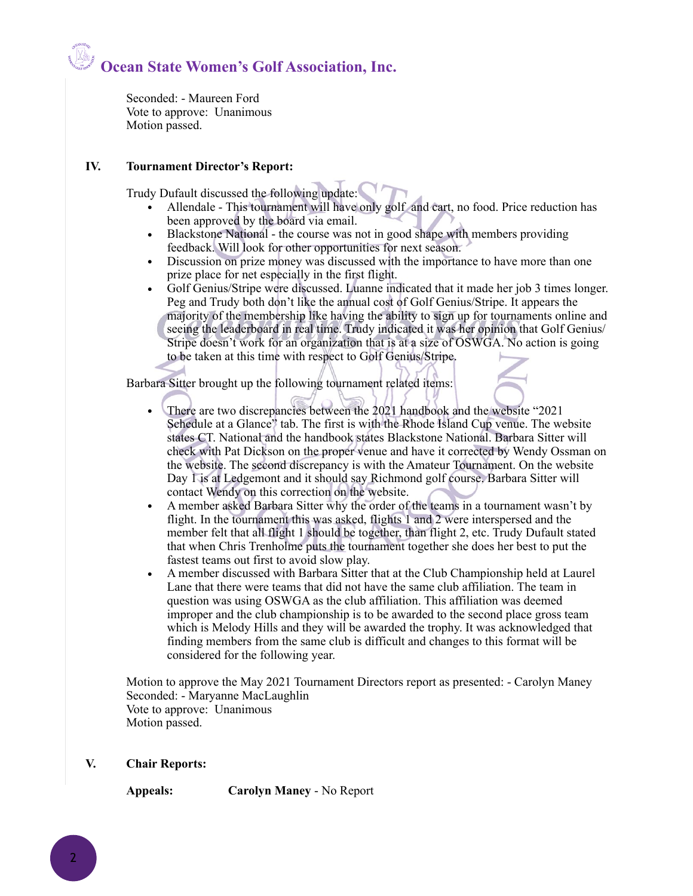Seconded: - Maureen Ford
Vote to approve: Unanimous
Motion passed.

## IV. Tournament Director's Report:

Trudy Dufault discussed the following update:

- Allendale - This tournament will have only golf and cart, no food. Price reduction has been approved by the board via email.
- Blackstone National - the course was not in good shape with members providing feedback. Will look for other opportunities for next season.
- Discussion on prize money was discussed with the importance to have more than one prize place for net especially in the first flight.
- Golf Genius/Stripe were discussed. Luanne indicated that it made her job 3 times longer. Peg and Trudy both don't like the annual cost of Golf Genius/Stripe. It appears the majority of the membership like having the ability to sign up for tournaments online and seeing the leaderboard in real time. Trudy indicated it was her opinion that Golf Genius/ Stripe doesn't work for an organization that is at a size of OSWGA. No action is going to be taken at this time with respect to Golf Genius/Stripe.

Barbara Sitter brought up the following tournament related items:

- There are two discrepancies between the 2021 handbook and the website "2021 Schedule at a Glance" tab. The first is with the Rhode Island Cup venue. The website states CT. National and the handbook states Blackstone National. Barbara Sitter will check with Pat Dickson on the proper venue and have it corrected by Wendy Ossman on the website. The second discrepancy is with the Amateur Tournament. On the website Day 1 is at Ledgemont and it should say Richmond golf course. Barbara Sitter will contact Wendy on this correction on the website.
- A member asked Barbara Sitter why the order of the teams in a tournament wasn't by flight. In the tournament this was asked, flights 1 and 2 were interspersed and the member felt that all flight 1 should be together, than flight 2, etc. Trudy Dufault stated that when Chris Trenholme puts the tournament together she does her best to put the fastest teams out first to avoid slow play.
- A member discussed with Barbara Sitter that at the Club Championship held at Laurel Lane that there were teams that did not have the same club affiliation. The team in question was using OSWGA as the club affiliation. This affiliation was deemed improper and the club championship is to be awarded to the second place gross team which is Melody Hills and they will be awarded the trophy. It was acknowledged that finding members from the same club is difficult and changes to this format will be considered for the following year.

Motion to approve the May 2021 Tournament Directors report as presented: - Carolyn Maney
Seconded: - Maryanne MacLaughlin
Vote to approve: Unanimous
Motion passed.

## V. Chair Reports:

**Appeals:** **Carolyn Maney** - No Report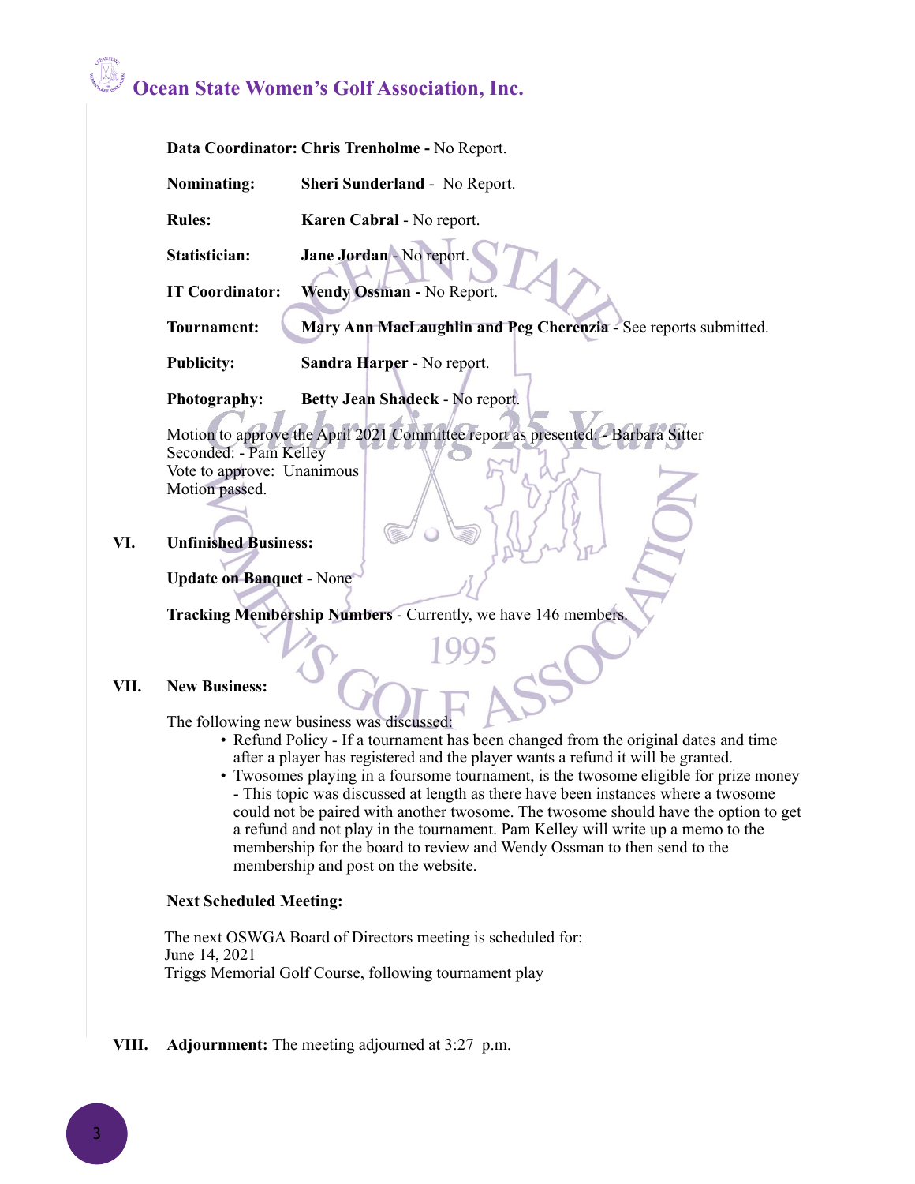**Data Coordinator: Chris Trenholme -** No Report.

**Nominating:** **Sheri Sunderland** - No Report.

**Rules:** **Karen Cabral** - No report.

**Statistician:** **Jane Jordan** - No report.

**IT Coordinator:** **Wendy Ossman -** No Report.

**Tournament:** **Mary Ann MacLaughlin and Peg Cherenzia -** See reports submitted.

**Publicity:** **Sandra Harper** - No report.

**Photography:** **Betty Jean Shadeck** - No report.

Motion to approve the April 2021 Committee report as presented: - Barbara Sitter
Seconded: - Pam Kelley
Vote to approve: Unanimous
Motion passed.

## VI. Unfinished Business:

**Update on Banquet -** None

**Tracking Membership Numbers** - Currently, we have 146 members.

## VII. New Business:

The following new business was discussed:

- Refund Policy - If a tournament has been changed from the original dates and time after a player has registered and the player wants a refund it will be granted.
- Twosomes playing in a foursome tournament, is the twosome eligible for prize money - This topic was discussed at length as there have been instances where a twosome could not be paired with another twosome. The twosome should have the option to get a refund and not play in the tournament. Pam Kelley will write up a memo to the membership for the board to review and Wendy Ossman to then send to the membership and post on the website.

**Next Scheduled Meeting:**

The next OSWGA Board of Directors meeting is scheduled for:
June 14, 2021
Triggs Memorial Golf Course, following tournament play

## VIII. Adjournment: The meeting adjourned at 3:27 p.m.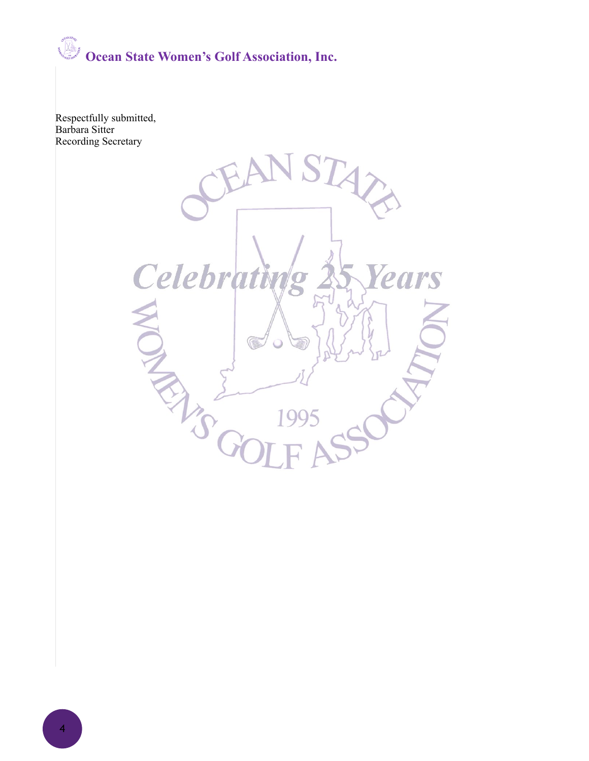Respectfully submitted,
Barbara Sitter
Recording Secretary